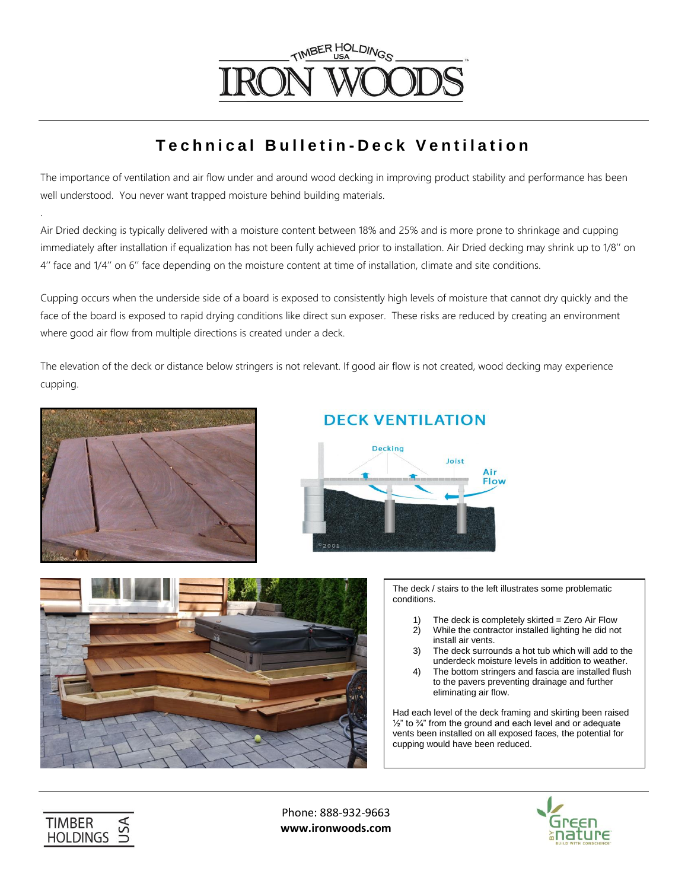# Technical Bulletin-Deck Ventilation

The importance of ventilation and air flow under and around wood decking in improving product stability and performance has been well understood. You never want trapped moisture behind building materials.

Air Dried decking is typically delivered with a moisture content between 18% and 25% and is more prone to shrinkage and cupping immediately after installation if equalization has not been fully achieved prior to installation. Air Dried decking may shrink up to 1/8'' on 4'' face and 1/4'' on 6'' face depending on the moisture content at time of installation, climate and site conditions.

Cupping occurs when the underside side of a board is exposed to consistently high levels of moisture that cannot dry quickly and the face of the board is exposed to rapid drying conditions like direct sun exposer. These risks are reduced by creating an environment where good air flow from multiple directions is created under a deck.

The elevation of the deck or distance below stringers is not relevant. If good air flow is not created, wood decking may experience cupping.

## DECK VENTILATION

Decking

Joist

Air Flow

The deck / stairs to the left illustrates some problematic conditions.

1) The deck is completely skirted = Zero Air Flow
2) While the contractor installed lighting he did not install air vents.
3) The deck surrounds a hot tub which will add to the underdeck moisture levels in addition to weather.
4) The bottom stringers and fascia are installed flush to the pavers preventing drainage and further eliminating air flow.

Had each level of the deck framing and skirting been raised ½" to ¾" from the ground and each level and or adequate vents been installed on all exposed faces, the potential for cupping would have been reduced.

Phone: 888-932-9663
**www.ironwoods.com**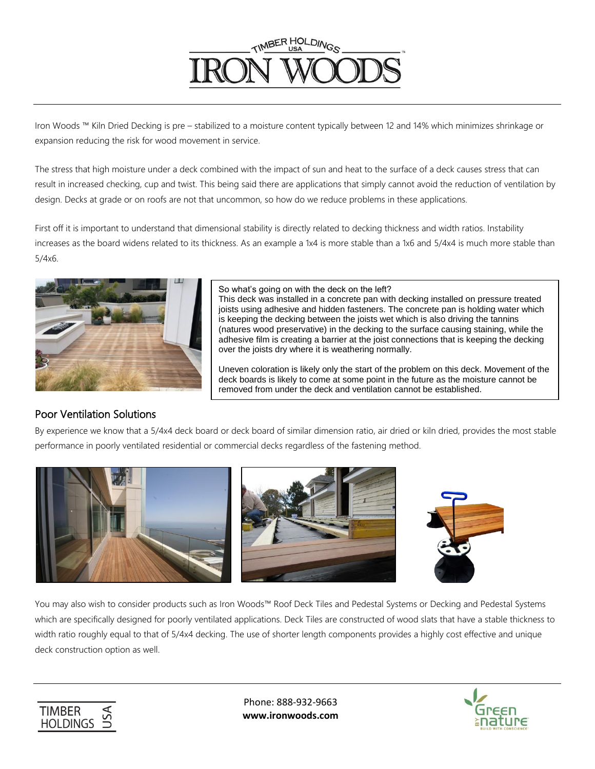Iron Woods ™ Kiln Dried Decking is pre – stabilized to a moisture content typically between 12 and 14% which minimizes shrinkage or expansion reducing the risk for wood movement in service.

The stress that high moisture under a deck combined with the impact of sun and heat to the surface of a deck causes stress that can result in increased checking, cup and twist. This being said there are applications that simply cannot avoid the reduction of ventilation by design. Decks at grade or on roofs are not that uncommon, so how do we reduce problems in these applications.

First off it is important to understand that dimensional stability is directly related to decking thickness and width ratios. Instability increases as the board widens related to its thickness. As an example a 1x4 is more stable than a 1x6 and 5/4x4 is much more stable than 5/4x6.

So what's going on with the deck on the left?
This deck was installed in a concrete pan with decking installed on pressure treated joists using adhesive and hidden fasteners. The concrete pan is holding water which is keeping the decking between the joists wet which is also driving the tannins (natures wood preservative) in the decking to the surface causing staining, while the adhesive film is creating a barrier at the joist connections that is keeping the decking over the joists dry where it is weathering normally.

Uneven coloration is likely only the start of the problem on this deck. Movement of the deck boards is likely to come at some point in the future as the moisture cannot be removed from under the deck and ventilation cannot be established.

## Poor Ventilation Solutions

By experience we know that a 5/4x4 deck board or deck board of similar dimension ratio, air dried or kiln dried, provides the most stable performance in poorly ventilated residential or commercial decks regardless of the fastening method.

You may also wish to consider products such as Iron Woods™ Roof Deck Tiles and Pedestal Systems or Decking and Pedestal Systems which are specifically designed for poorly ventilated applications. Deck Tiles are constructed of wood slats that have a stable thickness to width ratio roughly equal to that of 5/4x4 decking. The use of shorter length components provides a highly cost effective and unique deck construction option as well.

Phone: 888-932-9663
**www.ironwoods.com**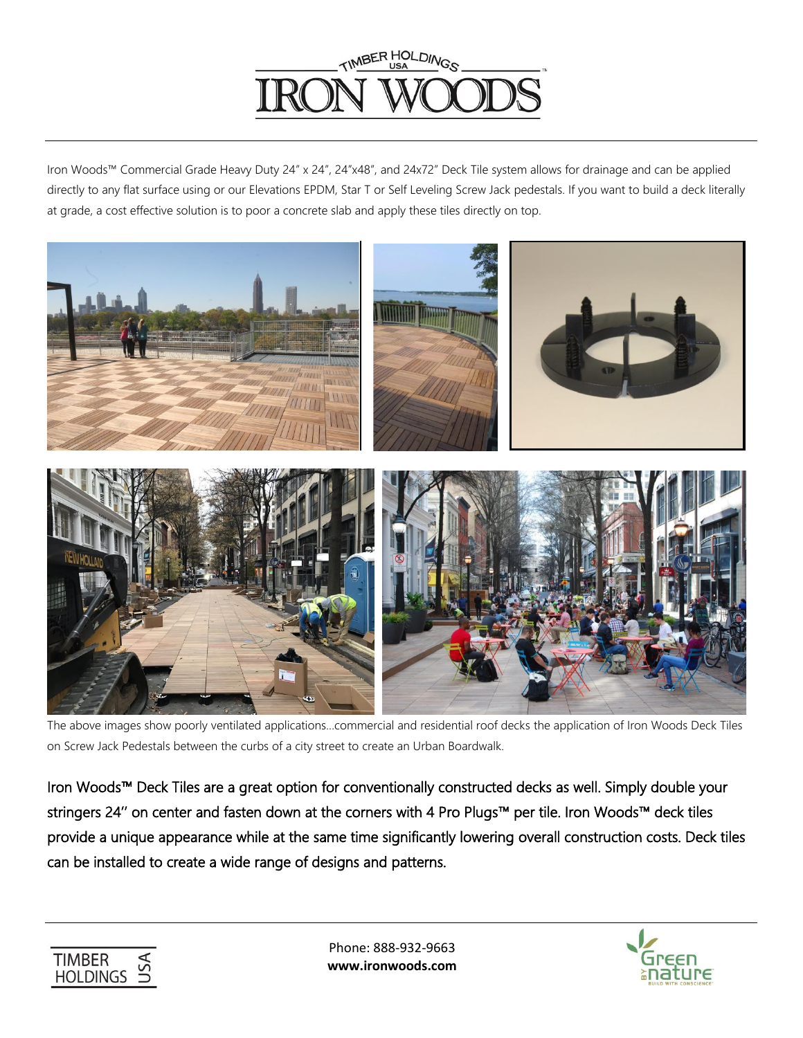# IRON WOODS

Iron Woods™ Commercial Grade Heavy Duty 24" x 24", 24"x48", and 24x72" Deck Tile system allows for drainage and can be applied directly to any flat surface using or our Elevations EPDM, Star T or Self Leveling Screw Jack pedestals. If you want to build a deck literally at grade, a cost effective solution is to poor a concrete slab and apply these tiles directly on top.

The above images show poorly ventilated applications...commercial and residential roof decks the application of Iron Woods Deck Tiles on Screw Jack Pedestals between the curbs of a city street to create an Urban Boardwalk.

Iron Woods™ Deck Tiles are a great option for conventionally constructed decks as well. Simply double your stringers 24'' on center and fasten down at the corners with 4 Pro Plugs™ per tile. Iron Woods™ deck tiles provide a unique appearance while at the same time significantly lowering overall construction costs. Deck tiles can be installed to create a wide range of designs and patterns.

Phone: 888-932-9663
**www.ironwoods.com**